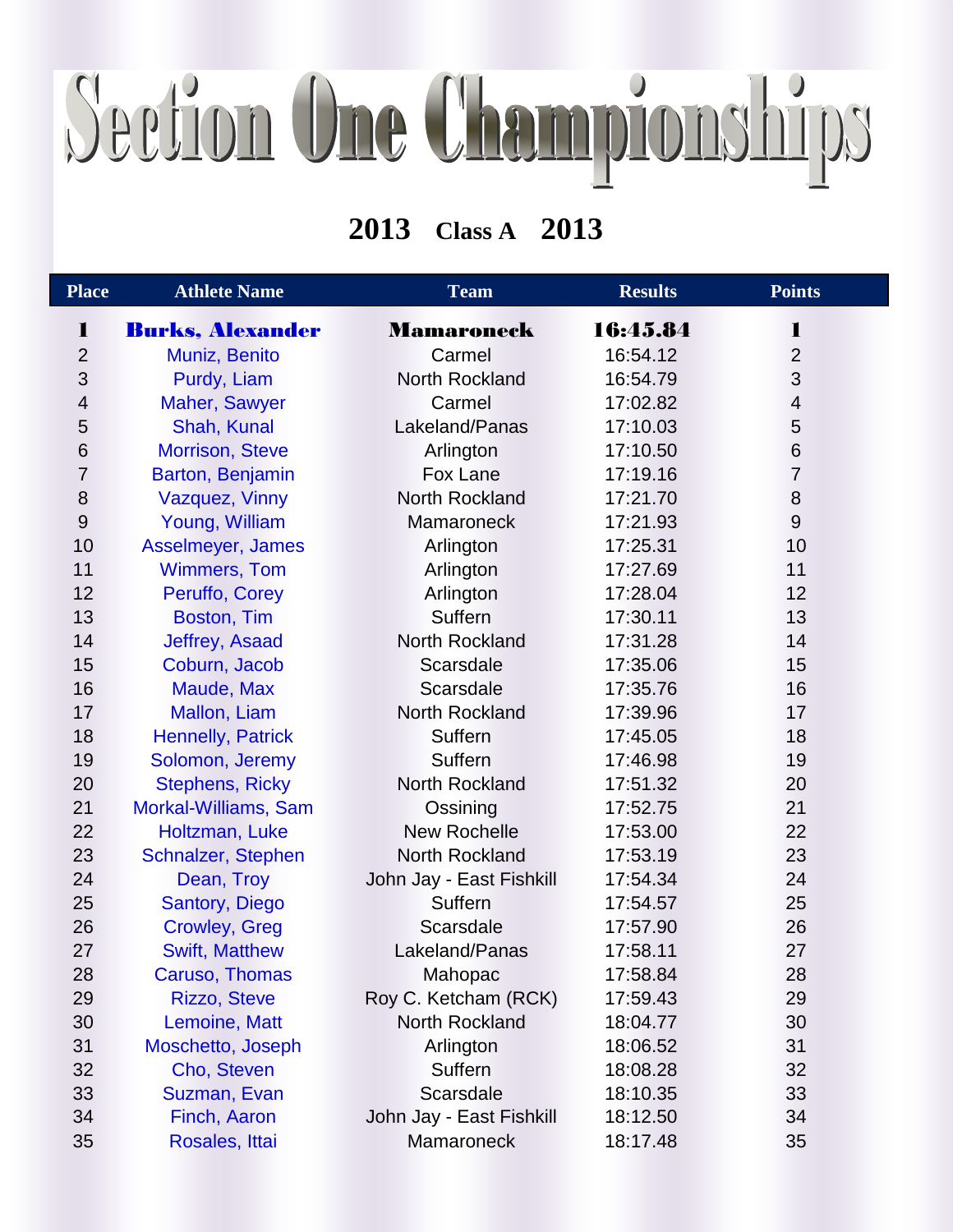# Section One Championships

## 2013 Class A 2013

| Place | Athlete Name | Team | Results | Points |
|---|---|---|---|---|
| **1** | **Burks, Alexander** | **Mamaroneck** | **16:45.84** | **1** |
| 2 | Muniz, Benito | Carmel | 16:54.12 | 2 |
| 3 | Purdy, Liam | North Rockland | 16:54.79 | 3 |
| 4 | Maher, Sawyer | Carmel | 17:02.82 | 4 |
| 5 | Shah, Kunal | Lakeland/Panas | 17:10.03 | 5 |
| 6 | Morrison, Steve | Arlington | 17:10.50 | 6 |
| 7 | Barton, Benjamin | Fox Lane | 17:19.16 | 7 |
| 8 | Vazquez, Vinny | North Rockland | 17:21.70 | 8 |
| 9 | Young, William | Mamaroneck | 17:21.93 | 9 |
| 10 | Asselmeyer, James | Arlington | 17:25.31 | 10 |
| 11 | Wimmers, Tom | Arlington | 17:27.69 | 11 |
| 12 | Peruffo, Corey | Arlington | 17:28.04 | 12 |
| 13 | Boston, Tim | Suffern | 17:30.11 | 13 |
| 14 | Jeffrey, Asaad | North Rockland | 17:31.28 | 14 |
| 15 | Coburn, Jacob | Scarsdale | 17:35.06 | 15 |
| 16 | Maude, Max | Scarsdale | 17:35.76 | 16 |
| 17 | Mallon, Liam | North Rockland | 17:39.96 | 17 |
| 18 | Hennelly, Patrick | Suffern | 17:45.05 | 18 |
| 19 | Solomon, Jeremy | Suffern | 17:46.98 | 19 |
| 20 | Stephens, Ricky | North Rockland | 17:51.32 | 20 |
| 21 | Morkal-Williams, Sam | Ossining | 17:52.75 | 21 |
| 22 | Holtzman, Luke | New Rochelle | 17:53.00 | 22 |
| 23 | Schnalzer, Stephen | North Rockland | 17:53.19 | 23 |
| 24 | Dean, Troy | John Jay - East Fishkill | 17:54.34 | 24 |
| 25 | Santory, Diego | Suffern | 17:54.57 | 25 |
| 26 | Crowley, Greg | Scarsdale | 17:57.90 | 26 |
| 27 | Swift, Matthew | Lakeland/Panas | 17:58.11 | 27 |
| 28 | Caruso, Thomas | Mahopac | 17:58.84 | 28 |
| 29 | Rizzo, Steve | Roy C. Ketcham (RCK) | 17:59.43 | 29 |
| 30 | Lemoine, Matt | North Rockland | 18:04.77 | 30 |
| 31 | Moschetto, Joseph | Arlington | 18:06.52 | 31 |
| 32 | Cho, Steven | Suffern | 18:08.28 | 32 |
| 33 | Suzman, Evan | Scarsdale | 18:10.35 | 33 |
| 34 | Finch, Aaron | John Jay - East Fishkill | 18:12.50 | 34 |
| 35 | Rosales, Ittai | Mamaroneck | 18:17.48 | 35 |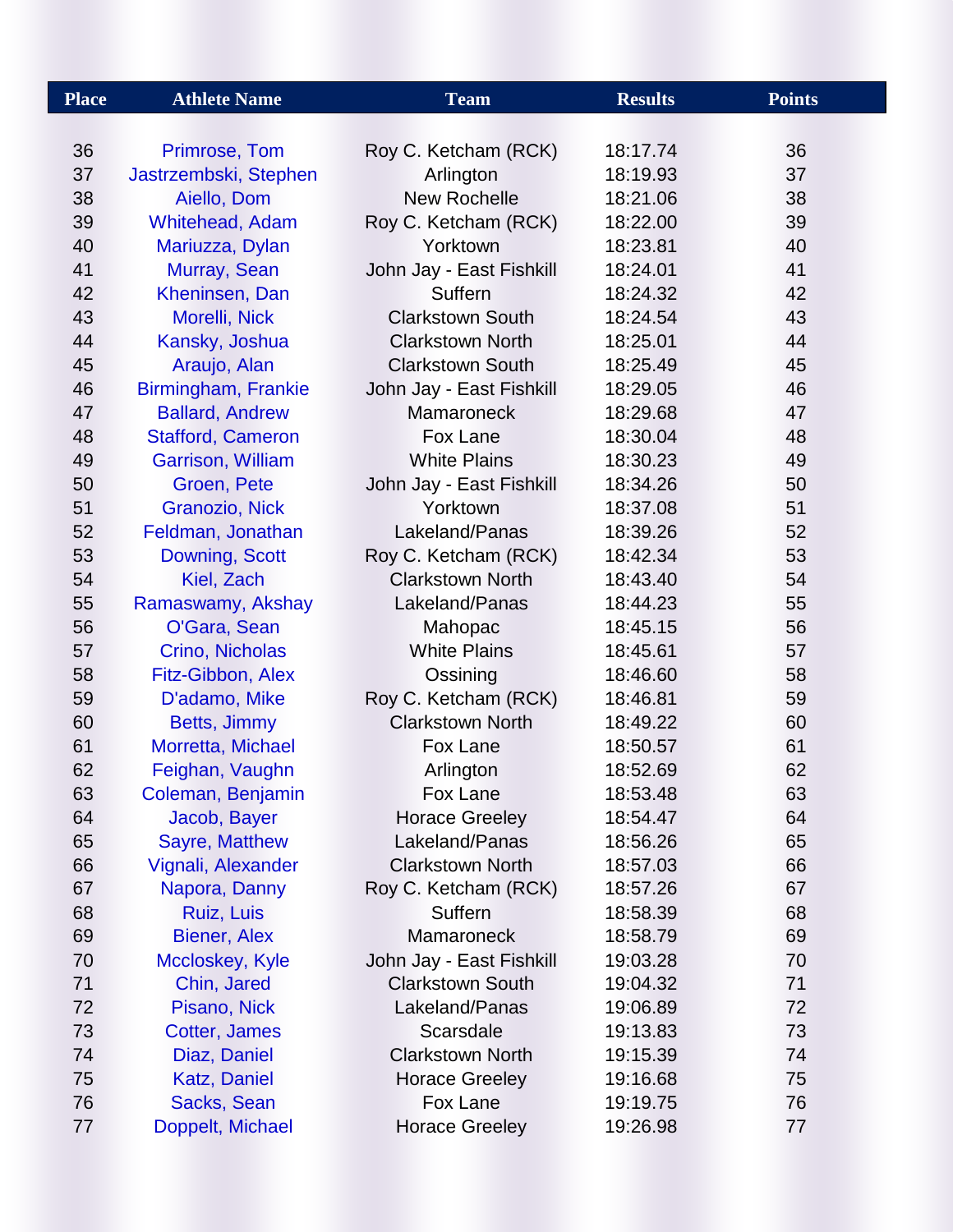| Place | Athlete Name | Team | Results | Points |
|---|---|---|---|---|
| 36 | Primrose, Tom | Roy C. Ketcham (RCK) | 18:17.74 | 36 |
| 37 | Jastrzembski, Stephen | Arlington | 18:19.93 | 37 |
| 38 | Aiello, Dom | New Rochelle | 18:21.06 | 38 |
| 39 | Whitehead, Adam | Roy C. Ketcham (RCK) | 18:22.00 | 39 |
| 40 | Mariuzza, Dylan | Yorktown | 18:23.81 | 40 |
| 41 | Murray, Sean | John Jay - East Fishkill | 18:24.01 | 41 |
| 42 | Kheninsen, Dan | Suffern | 18:24.32 | 42 |
| 43 | Morelli, Nick | Clarkstown South | 18:24.54 | 43 |
| 44 | Kansky, Joshua | Clarkstown North | 18:25.01 | 44 |
| 45 | Araujo, Alan | Clarkstown South | 18:25.49 | 45 |
| 46 | Birmingham, Frankie | John Jay - East Fishkill | 18:29.05 | 46 |
| 47 | Ballard, Andrew | Mamaroneck | 18:29.68 | 47 |
| 48 | Stafford, Cameron | Fox Lane | 18:30.04 | 48 |
| 49 | Garrison, William | White Plains | 18:30.23 | 49 |
| 50 | Groen, Pete | John Jay - East Fishkill | 18:34.26 | 50 |
| 51 | Granozio, Nick | Yorktown | 18:37.08 | 51 |
| 52 | Feldman, Jonathan | Lakeland/Panas | 18:39.26 | 52 |
| 53 | Downing, Scott | Roy C. Ketcham (RCK) | 18:42.34 | 53 |
| 54 | Kiel, Zach | Clarkstown North | 18:43.40 | 54 |
| 55 | Ramaswamy, Akshay | Lakeland/Panas | 18:44.23 | 55 |
| 56 | O'Gara, Sean | Mahopac | 18:45.15 | 56 |
| 57 | Crino, Nicholas | White Plains | 18:45.61 | 57 |
| 58 | Fitz-Gibbon, Alex | Ossining | 18:46.60 | 58 |
| 59 | D'adamo, Mike | Roy C. Ketcham (RCK) | 18:46.81 | 59 |
| 60 | Betts, Jimmy | Clarkstown North | 18:49.22 | 60 |
| 61 | Morretta, Michael | Fox Lane | 18:50.57 | 61 |
| 62 | Feighan, Vaughn | Arlington | 18:52.69 | 62 |
| 63 | Coleman, Benjamin | Fox Lane | 18:53.48 | 63 |
| 64 | Jacob, Bayer | Horace Greeley | 18:54.47 | 64 |
| 65 | Sayre, Matthew | Lakeland/Panas | 18:56.26 | 65 |
| 66 | Vignali, Alexander | Clarkstown North | 18:57.03 | 66 |
| 67 | Napora, Danny | Roy C. Ketcham (RCK) | 18:57.26 | 67 |
| 68 | Ruiz, Luis | Suffern | 18:58.39 | 68 |
| 69 | Biener, Alex | Mamaroneck | 18:58.79 | 69 |
| 70 | Mccloskey, Kyle | John Jay - East Fishkill | 19:03.28 | 70 |
| 71 | Chin, Jared | Clarkstown South | 19:04.32 | 71 |
| 72 | Pisano, Nick | Lakeland/Panas | 19:06.89 | 72 |
| 73 | Cotter, James | Scarsdale | 19:13.83 | 73 |
| 74 | Diaz, Daniel | Clarkstown North | 19:15.39 | 74 |
| 75 | Katz, Daniel | Horace Greeley | 19:16.68 | 75 |
| 76 | Sacks, Sean | Fox Lane | 19:19.75 | 76 |
| 77 | Doppelt, Michael | Horace Greeley | 19:26.98 | 77 |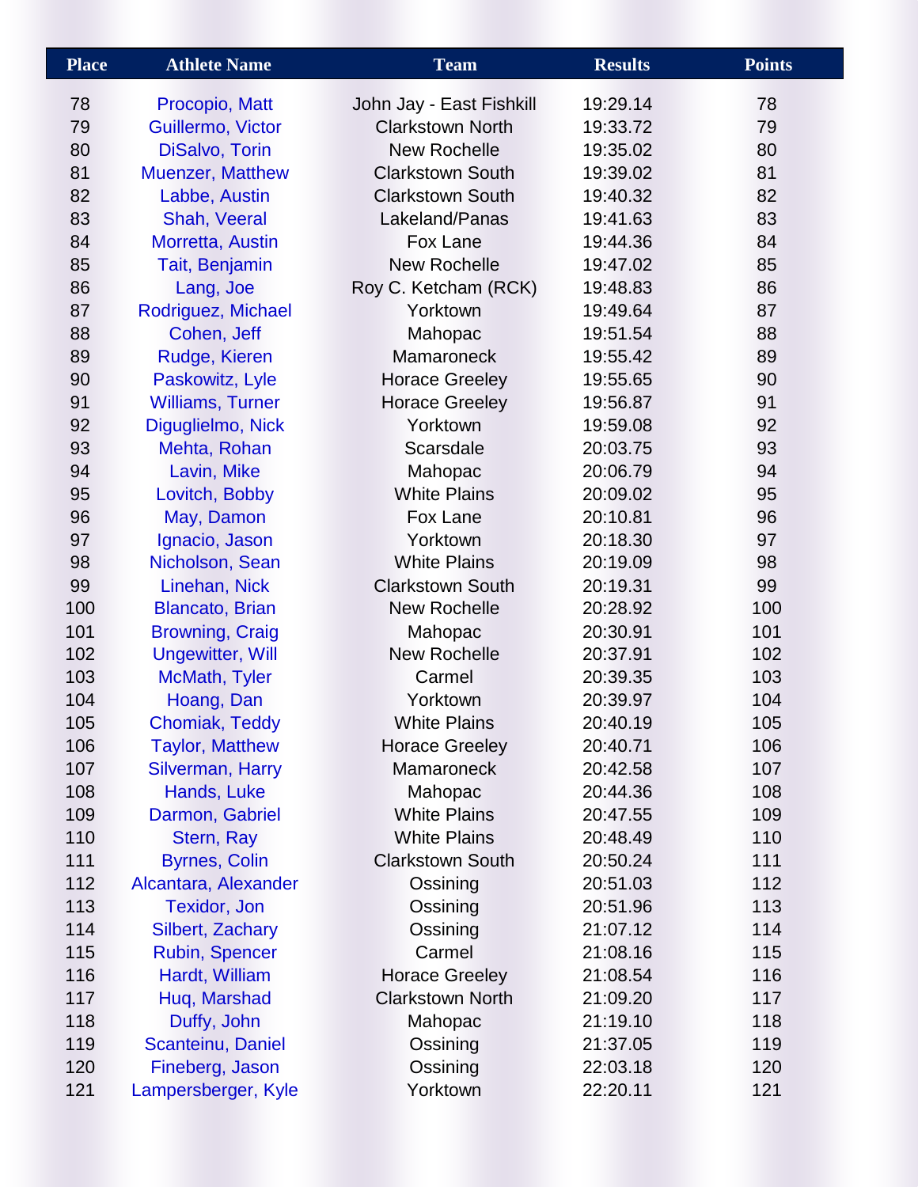| Place | Athlete Name | Team | Results | Points |
|---|---|---|---|---|
| 78 | Procopio, Matt | John Jay - East Fishkill | 19:29.14 | 78 |
| 79 | Guillermo, Victor | Clarkstown North | 19:33.72 | 79 |
| 80 | DiSalvo, Torin | New Rochelle | 19:35.02 | 80 |
| 81 | Muenzer, Matthew | Clarkstown South | 19:39.02 | 81 |
| 82 | Labbe, Austin | Clarkstown South | 19:40.32 | 82 |
| 83 | Shah, Veeral | Lakeland/Panas | 19:41.63 | 83 |
| 84 | Morretta, Austin | Fox Lane | 19:44.36 | 84 |
| 85 | Tait, Benjamin | New Rochelle | 19:47.02 | 85 |
| 86 | Lang, Joe | Roy C. Ketcham (RCK) | 19:48.83 | 86 |
| 87 | Rodriguez, Michael | Yorktown | 19:49.64 | 87 |
| 88 | Cohen, Jeff | Mahopac | 19:51.54 | 88 |
| 89 | Rudge, Kieren | Mamaroneck | 19:55.42 | 89 |
| 90 | Paskowitz, Lyle | Horace Greeley | 19:55.65 | 90 |
| 91 | Williams, Turner | Horace Greeley | 19:56.87 | 91 |
| 92 | Diguglielmo, Nick | Yorktown | 19:59.08 | 92 |
| 93 | Mehta, Rohan | Scarsdale | 20:03.75 | 93 |
| 94 | Lavin, Mike | Mahopac | 20:06.79 | 94 |
| 95 | Lovitch, Bobby | White Plains | 20:09.02 | 95 |
| 96 | May, Damon | Fox Lane | 20:10.81 | 96 |
| 97 | Ignacio, Jason | Yorktown | 20:18.30 | 97 |
| 98 | Nicholson, Sean | White Plains | 20:19.09 | 98 |
| 99 | Linehan, Nick | Clarkstown South | 20:19.31 | 99 |
| 100 | Blancato, Brian | New Rochelle | 20:28.92 | 100 |
| 101 | Browning, Craig | Mahopac | 20:30.91 | 101 |
| 102 | Ungewitter, Will | New Rochelle | 20:37.91 | 102 |
| 103 | McMath, Tyler | Carmel | 20:39.35 | 103 |
| 104 | Hoang, Dan | Yorktown | 20:39.97 | 104 |
| 105 | Chomiak, Teddy | White Plains | 20:40.19 | 105 |
| 106 | Taylor, Matthew | Horace Greeley | 20:40.71 | 106 |
| 107 | Silverman, Harry | Mamaroneck | 20:42.58 | 107 |
| 108 | Hands, Luke | Mahopac | 20:44.36 | 108 |
| 109 | Darmon, Gabriel | White Plains | 20:47.55 | 109 |
| 110 | Stern, Ray | White Plains | 20:48.49 | 110 |
| 111 | Byrnes, Colin | Clarkstown South | 20:50.24 | 111 |
| 112 | Alcantara, Alexander | Ossining | 20:51.03 | 112 |
| 113 | Texidor, Jon | Ossining | 20:51.96 | 113 |
| 114 | Silbert, Zachary | Ossining | 21:07.12 | 114 |
| 115 | Rubin, Spencer | Carmel | 21:08.16 | 115 |
| 116 | Hardt, William | Horace Greeley | 21:08.54 | 116 |
| 117 | Huq, Marshad | Clarkstown North | 21:09.20 | 117 |
| 118 | Duffy, John | Mahopac | 21:19.10 | 118 |
| 119 | Scanteinu, Daniel | Ossining | 21:37.05 | 119 |
| 120 | Fineberg, Jason | Ossining | 22:03.18 | 120 |
| 121 | Lampersberger, Kyle | Yorktown | 22:20.11 | 121 |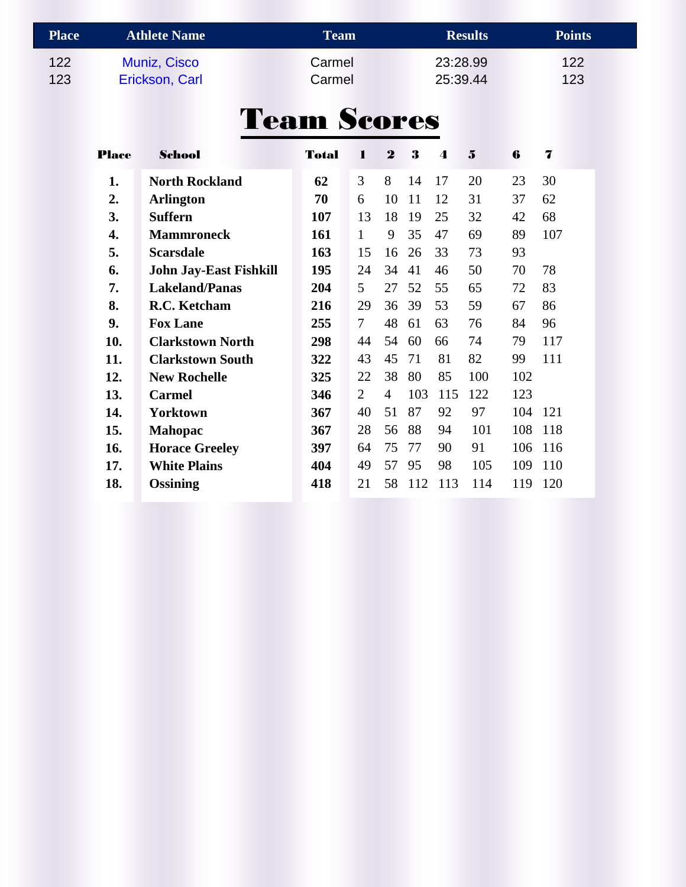| Place | Athlete Name | Team | Results | Points |
|---|---|---|---|---|
| 122 | Muniz, Cisco | Carmel | 23:28.99 | 122 |
| 123 | Erickson, Carl | Carmel | 25:39.44 | 123 |

# Team Scores

| Place | School | Total | 1 | 2 | 3 | 4 | 5 | 6 | 7 |
|---|---|---|---|---|---|---|---|---|---|
| 1. | **North Rockland** | **62** | 3 | 8 | 14 | 17 | 20 | 23 | 30 |
| 2. | **Arlington** | **70** | 6 | 10 | 11 | 12 | 31 | 37 | 62 |
| 3. | **Suffern** | **107** | 13 | 18 | 19 | 25 | 32 | 42 | 68 |
| 4. | **Mammroneck** | **161** | 1 | 9 | 35 | 47 | 69 | 89 | 107 |
| 5. | **Scarsdale** | **163** | 15 | 16 | 26 | 33 | 73 | 93 | |
| 6. | **John Jay-East Fishkill** | **195** | 24 | 34 | 41 | 46 | 50 | 70 | 78 |
| 7. | **Lakeland/Panas** | **204** | 5 | 27 | 52 | 55 | 65 | 72 | 83 |
| 8. | **R.C. Ketcham** | **216** | 29 | 36 | 39 | 53 | 59 | 67 | 86 |
| 9. | **Fox Lane** | **255** | 7 | 48 | 61 | 63 | 76 | 84 | 96 |
| 10. | **Clarkstown North** | **298** | 44 | 54 | 60 | 66 | 74 | 79 | 117 |
| 11. | **Clarkstown South** | **322** | 43 | 45 | 71 | 81 | 82 | 99 | 111 |
| 12. | **New Rochelle** | **325** | 22 | 38 | 80 | 85 | 100 | 102 | |
| 13. | **Carmel** | **346** | 2 | 4 | 103 | 115 | 122 | 123 | |
| 14. | **Yorktown** | **367** | 40 | 51 | 87 | 92 | 97 | 104 | 121 |
| 15. | **Mahopac** | **367** | 28 | 56 | 88 | 94 | 101 | 108 | 118 |
| 16. | **Horace Greeley** | **397** | 64 | 75 | 77 | 90 | 91 | 106 | 116 |
| 17. | **White Plains** | **404** | 49 | 57 | 95 | 98 | 105 | 109 | 110 |
| 18. | **Ossining** | **418** | 21 | 58 | 112 | 113 | 114 | 119 | 120 |